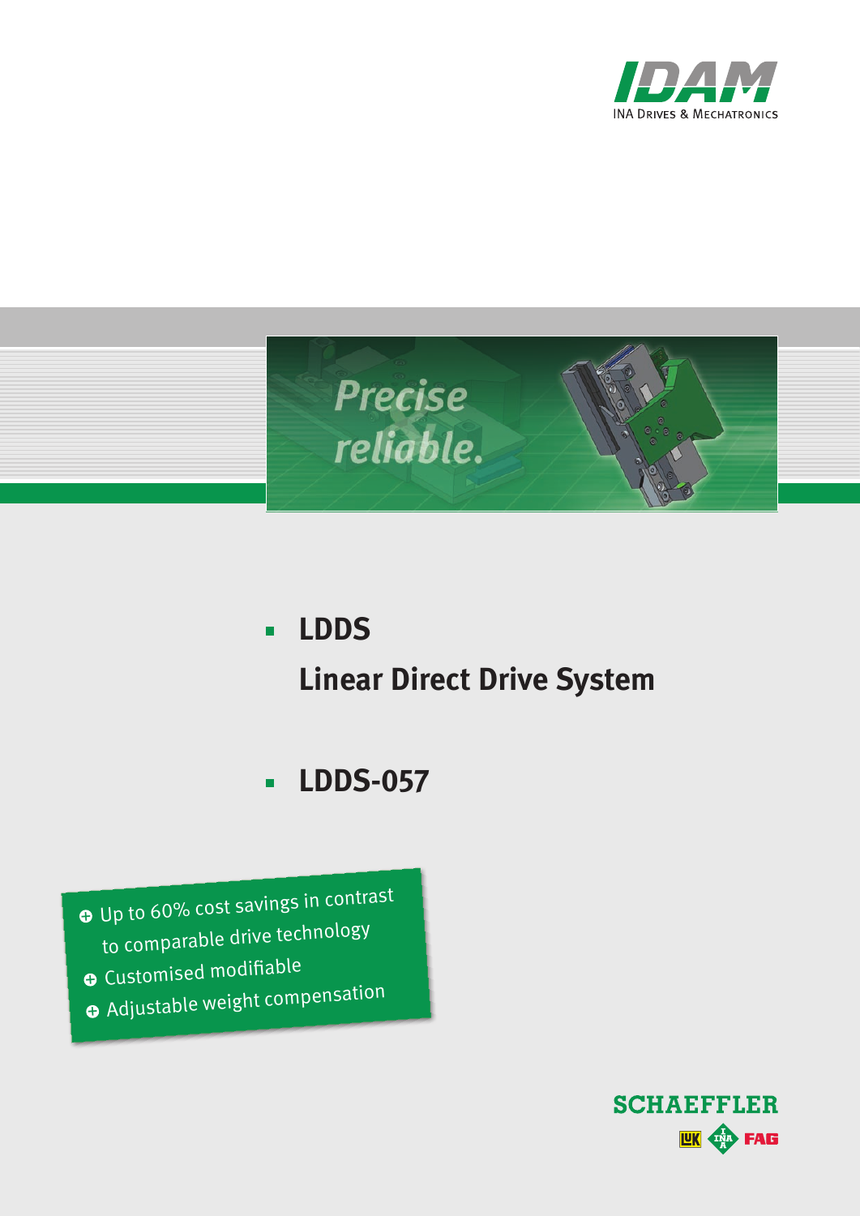IDAM

INA Drives & Mechatronics

Precise & reliable.

# LDDS

## Linear Direct Drive System

## LDDS-057

- Up to 60% cost savings in contrast to comparable drive technology
- Customised modifiable
- Adjustable weight compensation

SCHAEFFLER

LuK INA FAG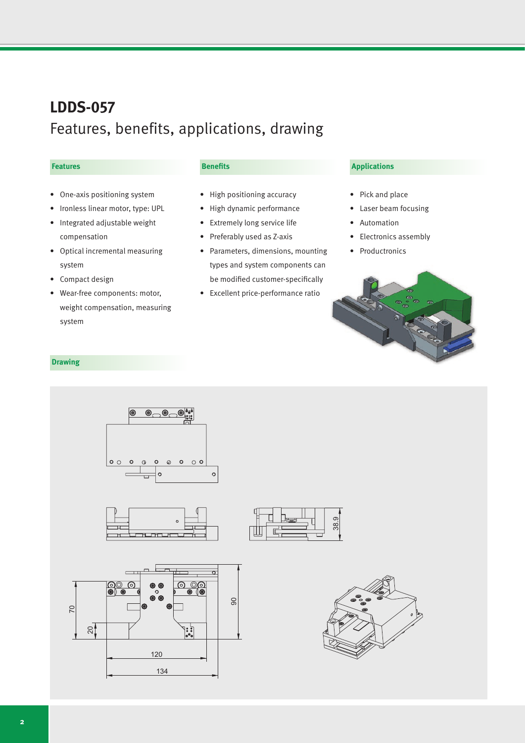# LDDS-057

## Features, benefits, applications, drawing

### Features

- One-axis positioning system
- Ironless linear motor, type: UPL
- Integrated adjustable weight compensation
- Optical incremental measuring system
- Compact design
- Wear-free components: motor, weight compensation, measuring system

### Benefits

- High positioning accuracy
- High dynamic performance
- Extremely long service life
- Preferably used as Z-axis
- Parameters, dimensions, mounting types and system components can be modified customer-specifically
- Excellent price-performance ratio

### Applications

- Pick and place
- Laser beam focusing
- Automation
- Electronics assembly
- Productronics

### Drawing

38.9

70

20

90

120

134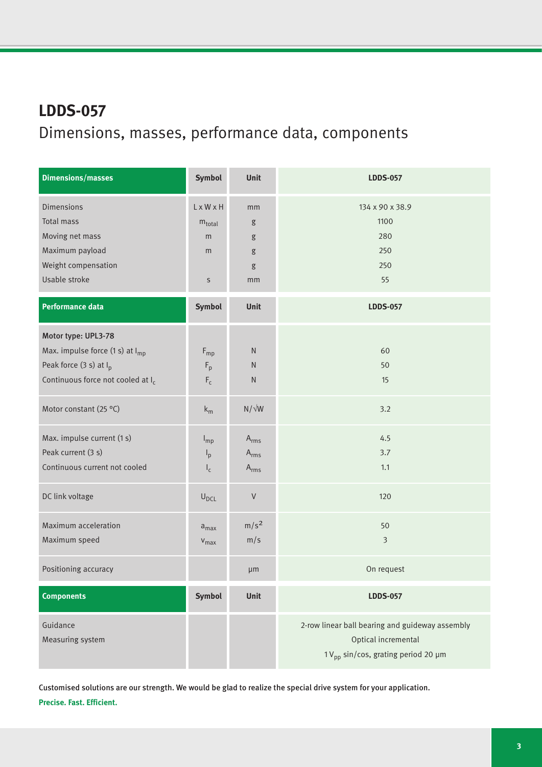# LDDS-057

## Dimensions, masses, performance data, components

| Dimensions/masses | Symbol | Unit | LDDS-057 |
|---|---|---|---|
| Dimensions | L x W x H | mm | 134 x 90 x 38.9 |
| Total mass | $m_{total}$ | g | 1100 |
| Moving net mass | m | g | 280 |
| Maximum payload | m | g | 250 |
| Weight compensation | | g | 250 |
| Usable stroke | s | mm | 55 |
| **Performance data** | **Symbol** | **Unit** | **LDDS-057** |
| **Motor type: UPL3-78** | | | |
| Max. impulse force (1 s) at $I_{mp}$ | $F_{mp}$ | N | 60 |
| Peak force (3 s) at $I_p$ | $F_p$ | N | 50 |
| Continuous force not cooled at $I_c$ | $F_c$ | N | 15 |
| Motor constant (25 °C) | $k_m$ | $N/\sqrt{W}$ | 3.2 |
| Max. impulse current (1 s) | $I_{mp}$ | $A_{rms}$ | 4.5 |
| Peak current (3 s) | $I_p$ | $A_{rms}$ | 3.7 |
| Continuous current not cooled | $I_c$ | $A_{rms}$ | 1.1 |
| DC link voltage | $U_{DCL}$ | V | 120 |
| Maximum acceleration | $a_{max}$ | $m/s^2$ | 50 |
| Maximum speed | $v_{max}$ | m/s | 3 |
| Positioning accuracy | | µm | On request |
| **Components** | **Symbol** | **Unit** | **LDDS-057** |
| Guidance | | | 2-row linear ball bearing and guideway assembly |
| Measuring system | | | Optical incremental<br>1 $V_{pp}$ sin/cos, grating period 20 µm |

Customised solutions are our strength. We would be glad to realize the special drive system for your application.

**Precise. Fast. Efficient.**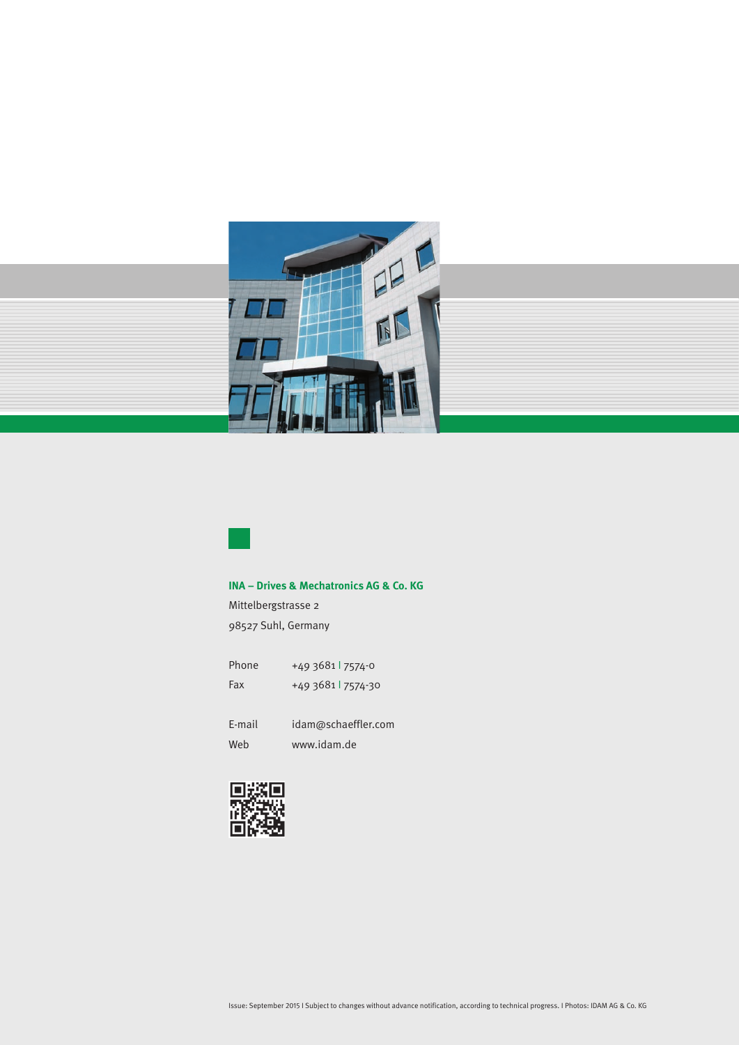**INA – Drives & Mechatronics AG & Co. KG**

Mittelbergstrasse 2

98527 Suhl, Germany

| | |
|---|---|
| Phone | +49 3681 I 7574-0 |
| Fax | +49 3681 I 7574-30 |
| E-mail | idam@schaeffler.com |
| Web | www.idam.de |

Issue: September 2015 I Subject to changes without advance notification, according to technical progress. I Photos: IDAM AG & Co. KG